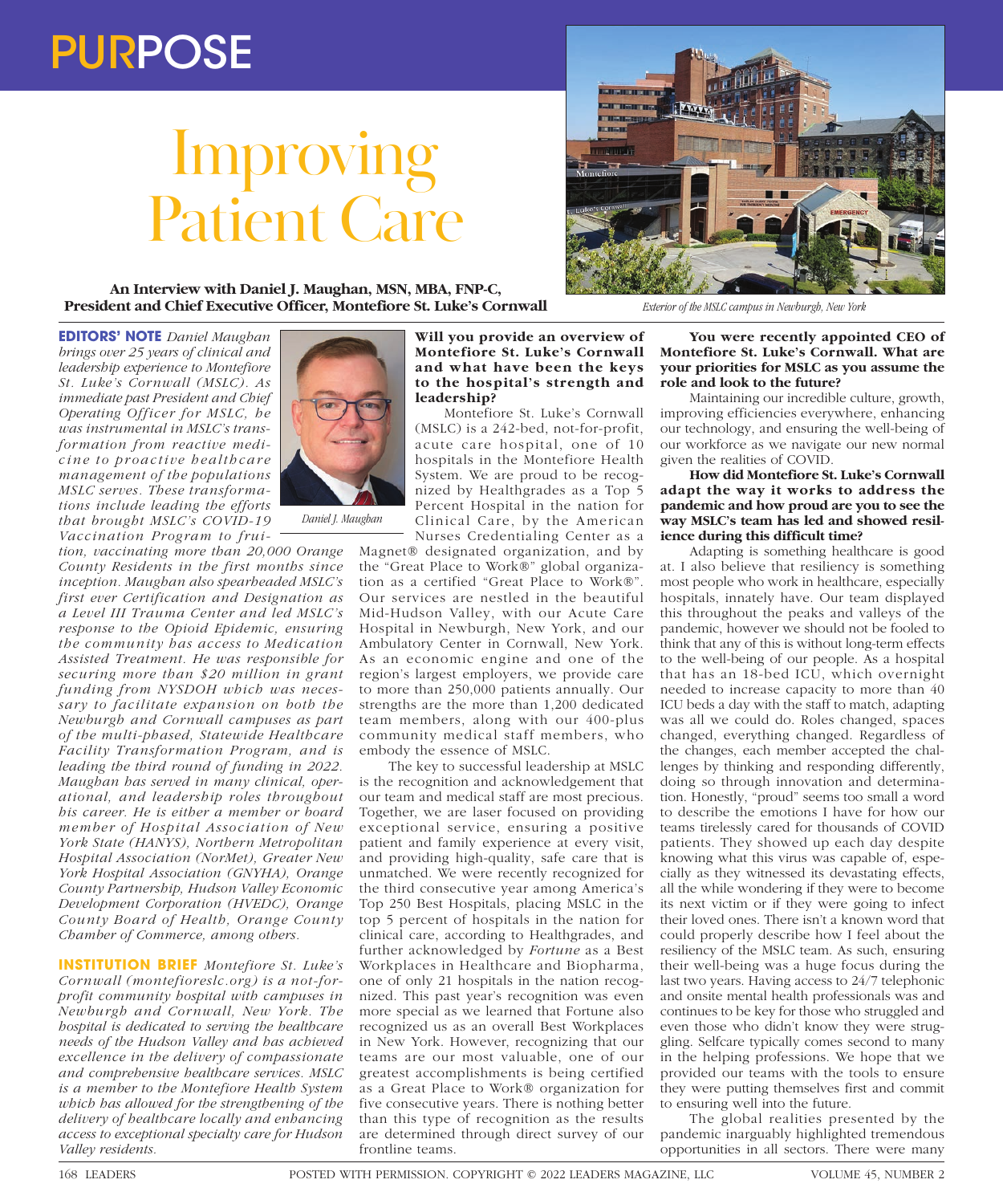PURPOSE

# Improving Patient Care

**An Interview with Daniel J. Maughan, MSN, MBA, FNP-C, President and Chief Executive Officer, Montefiore St. Luke's Cornwall**

Exterior of the MSLC campus in Newburgh, New York

**EDITORS' NOTE** *Daniel Maughan brings over 25 years of clinical and leadership experience to Montefiore St. Luke's Cornwall (MSLC). As immediate past President and Chief Operating Officer for MSLC, he was instrumental in MSLC's transformation from reactive medicine to proactive healthcare management of the populations MSLC serves. These transformations include leading the efforts that brought MSLC's COVID-19 Vaccination Program to fruition, vaccinating more than 20,000 Orange County Residents in the first months since inception. Maughan also spearheaded MSLC's first ever Certification and Designation as a Level III Trauma Center and led MSLC's response to the Opioid Epidemic, ensuring the community has access to Medication Assisted Treatment. He was responsible for securing more than $20 million in grant funding from NYSDOH which was necessary to facilitate expansion on both the Newburgh and Cornwall campuses as part of the multi-phased, Statewide Healthcare Facility Transformation Program, and is leading the third round of funding in 2022. Maughan has served in many clinical, operational, and leadership roles throughout his career. He is either a member or board member of Hospital Association of New York State (HANYS), Northern Metropolitan Hospital Association (NorMet), Greater New York Hospital Association (GNYHA), Orange County Partnership, Hudson Valley Economic Development Corporation (HVEDC), Orange County Board of Health, Orange County Chamber of Commerce, among others.*

Daniel J. Maughan

**INSTITUTION BRIEF** *Montefiore St. Luke's Cornwall (montefioreslc.org) is a not-for-profit community hospital with campuses in Newburgh and Cornwall, New York. The hospital is dedicated to serving the healthcare needs of the Hudson Valley and has achieved excellence in the delivery of compassionate and comprehensive healthcare services. MSLC is a member to the Montefiore Health System which has allowed for the strengthening of the delivery of healthcare locally and enhancing access to exceptional specialty care for Hudson Valley residents.*

**Will you provide an overview of Montefiore St. Luke's Cornwall and what have been the keys to the hospital's strength and leadership?**

Montefiore St. Luke's Cornwall (MSLC) is a 242-bed, not-for-profit, acute care hospital, one of 10 hospitals in the Montefiore Health System. We are proud to be recognized by Healthgrades as a Top 5 Percent Hospital in the nation for Clinical Care, by the American Nurses Credentialing Center as a Magnet® designated organization, and by the "Great Place to Work®" global organization as a certified "Great Place to Work®". Our services are nestled in the beautiful Mid-Hudson Valley, with our Acute Care Hospital in Newburgh, New York, and our Ambulatory Center in Cornwall, New York. As an economic engine and one of the region's largest employers, we provide care to more than 250,000 patients annually. Our strengths are the more than 1,200 dedicated team members, along with our 400-plus community medical staff members, who embody the essence of MSLC.

The key to successful leadership at MSLC is the recognition and acknowledgement that our team and medical staff are most precious. Together, we are laser focused on providing exceptional service, ensuring a positive patient and family experience at every visit, and providing high-quality, safe care that is unmatched. We were recently recognized for the third consecutive year among America's Top 250 Best Hospitals, placing MSLC in the top 5 percent of hospitals in the nation for clinical care, according to Healthgrades, and further acknowledged by *Fortune* as a Best Workplaces in Healthcare and Biopharma, one of only 21 hospitals in the nation recognized. This past year's recognition was even more special as we learned that Fortune also recognized us as an overall Best Workplaces in New York. However, recognizing that our teams are our most valuable, one of our greatest accomplishments is being certified as a Great Place to Work® organization for five consecutive years. There is nothing better than this type of recognition as the results are determined through direct survey of our frontline teams.

**You were recently appointed CEO of Montefiore St. Luke's Cornwall. What are your priorities for MSLC as you assume the role and look to the future?**

Maintaining our incredible culture, growth, improving efficiencies everywhere, enhancing our technology, and ensuring the well-being of our workforce as we navigate our new normal given the realities of COVID.

**How did Montefiore St. Luke's Cornwall adapt the way it works to address the pandemic and how proud are you to see the way MSLC's team has led and showed resilience during this difficult time?**

Adapting is something healthcare is good at. I also believe that resiliency is something most people who work in healthcare, especially hospitals, innately have. Our team displayed this throughout the peaks and valleys of the pandemic, however we should not be fooled to think that any of this is without long-term effects to the well-being of our people. As a hospital that has an 18-bed ICU, which overnight needed to increase capacity to more than 40 ICU beds a day with the staff to match, adapting was all we could do. Roles changed, spaces changed, everything changed. Regardless of the changes, each member accepted the challenges by thinking and responding differently, doing so through innovation and determination. Honestly, "proud" seems too small a word to describe the emotions I have for how our teams tirelessly cared for thousands of COVID patients. They showed up each day despite knowing what this virus was capable of, especially as they witnessed its devastating effects, all the while wondering if they were to become its next victim or if they were going to infect their loved ones. There isn't a known word that could properly describe how I feel about the resiliency of the MSLC team. As such, ensuring their well-being was a huge focus during the last two years. Having access to 24/7 telephonic and onsite mental health professionals was and continues to be key for those who struggled and even those who didn't know they were struggling. Selfcare typically comes second to many in the helping professions. We hope that we provided our teams with the tools to ensure they were putting themselves first and commit to ensuring well into the future.

The global realities presented by the pandemic inarguably highlighted tremendous opportunities in all sectors. There were many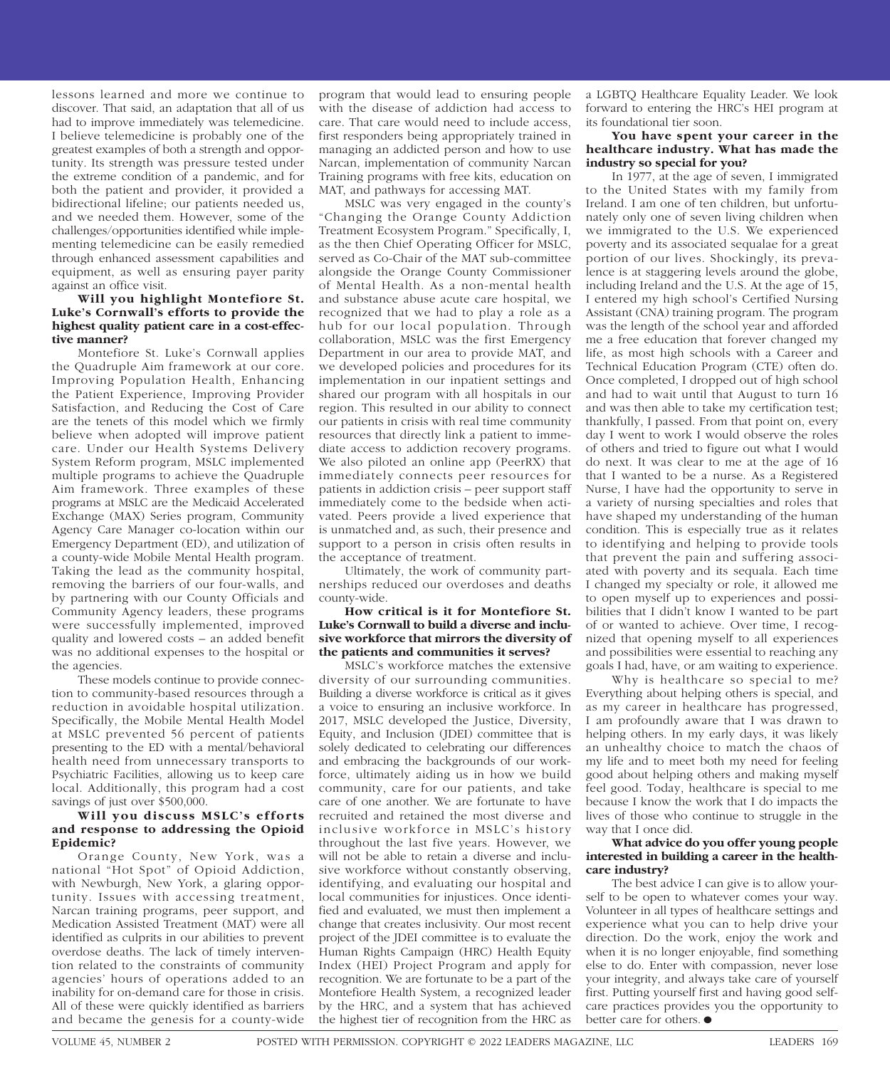lessons learned and more we continue to discover. That said, an adaptation that all of us had to improve immediately was telemedicine. I believe telemedicine is probably one of the greatest examples of both a strength and opportunity. Its strength was pressure tested under the extreme condition of a pandemic, and for both the patient and provider, it provided a bidirectional lifeline; our patients needed us, and we needed them. However, some of the challenges/opportunities identified while implementing telemedicine can be easily remedied through enhanced assessment capabilities and equipment, as well as ensuring payer parity against an office visit.

**Will you highlight Montefiore St. Luke's Cornwall's efforts to provide the highest quality patient care in a cost-effective manner?**

Montefiore St. Luke's Cornwall applies the Quadruple Aim framework at our core. Improving Population Health, Enhancing the Patient Experience, Improving Provider Satisfaction, and Reducing the Cost of Care are the tenets of this model which we firmly believe when adopted will improve patient care. Under our Health Systems Delivery System Reform program, MSLC implemented multiple programs to achieve the Quadruple Aim framework. Three examples of these programs at MSLC are the Medicaid Accelerated Exchange (MAX) Series program, Community Agency Care Manager co-location within our Emergency Department (ED), and utilization of a county-wide Mobile Mental Health program. Taking the lead as the community hospital, removing the barriers of our four-walls, and by partnering with our County Officials and Community Agency leaders, these programs were successfully implemented, improved quality and lowered costs – an added benefit was no additional expenses to the hospital or the agencies.

These models continue to provide connection to community-based resources through a reduction in avoidable hospital utilization. Specifically, the Mobile Mental Health Model at MSLC prevented 56 percent of patients presenting to the ED with a mental/behavioral health need from unnecessary transports to Psychiatric Facilities, allowing us to keep care local. Additionally, this program had a cost savings of just over $500,000.

**Will you discuss MSLC's efforts and response to addressing the Opioid Epidemic?**

Orange County, New York, was a national "Hot Spot" of Opioid Addiction, with Newburgh, New York, a glaring opportunity. Issues with accessing treatment, Narcan training programs, peer support, and Medication Assisted Treatment (MAT) were all identified as culprits in our abilities to prevent overdose deaths. The lack of timely intervention related to the constraints of community agencies' hours of operations added to an inability for on-demand care for those in crisis. All of these were quickly identified as barriers and became the genesis for a county-wide program that would lead to ensuring people with the disease of addiction had access to care. That care would need to include access, first responders being appropriately trained in managing an addicted person and how to use Narcan, implementation of community Narcan Training programs with free kits, education on MAT, and pathways for accessing MAT.

MSLC was very engaged in the county's "Changing the Orange County Addiction Treatment Ecosystem Program." Specifically, I, as the then Chief Operating Officer for MSLC, served as Co-Chair of the MAT sub-committee alongside the Orange County Commissioner of Mental Health. As a non-mental health and substance abuse acute care hospital, we recognized that we had to play a role as a hub for our local population. Through collaboration, MSLC was the first Emergency Department in our area to provide MAT, and we developed policies and procedures for its implementation in our inpatient settings and shared our program with all hospitals in our region. This resulted in our ability to connect our patients in crisis with real time community resources that directly link a patient to immediate access to addiction recovery programs. We also piloted an online app (PeerRX) that immediately connects peer resources for patients in addiction crisis – peer support staff immediately come to the bedside when activated. Peers provide a lived experience that is unmatched and, as such, their presence and support to a person in crisis often results in the acceptance of treatment.

Ultimately, the work of community partnerships reduced our overdoses and deaths county-wide.

**How critical is it for Montefiore St. Luke's Cornwall to build a diverse and inclusive workforce that mirrors the diversity of the patients and communities it serves?**

MSLC's workforce matches the extensive diversity of our surrounding communities. Building a diverse workforce is critical as it gives a voice to ensuring an inclusive workforce. In 2017, MSLC developed the Justice, Diversity, Equity, and Inclusion (JDEI) committee that is solely dedicated to celebrating our differences and embracing the backgrounds of our workforce, ultimately aiding us in how we build community, care for our patients, and take care of one another. We are fortunate to have recruited and retained the most diverse and inclusive workforce in MSLC's history throughout the last five years. However, we will not be able to retain a diverse and inclusive workforce without constantly observing, identifying, and evaluating our hospital and local communities for injustices. Once identified and evaluated, we must then implement a change that creates inclusivity. Our most recent project of the JDEI committee is to evaluate the Human Rights Campaign (HRC) Health Equity Index (HEI) Project Program and apply for recognition. We are fortunate to be a part of the Montefiore Health System, a recognized leader by the HRC, and a system that has achieved the highest tier of recognition from the HRC as a LGBTQ Healthcare Equality Leader. We look forward to entering the HRC's HEI program at its foundational tier soon.

**You have spent your career in the healthcare industry. What has made the industry so special for you?**

In 1977, at the age of seven, I immigrated to the United States with my family from Ireland. I am one of ten children, but unfortunately only one of seven living children when we immigrated to the U.S. We experienced poverty and its associated sequalae for a great portion of our lives. Shockingly, its prevalence is at staggering levels around the globe, including Ireland and the U.S. At the age of 15, I entered my high school's Certified Nursing Assistant (CNA) training program. The program was the length of the school year and afforded me a free education that forever changed my life, as most high schools with a Career and Technical Education Program (CTE) often do. Once completed, I dropped out of high school and had to wait until that August to turn 16 and was then able to take my certification test; thankfully, I passed. From that point on, every day I went to work I would observe the roles of others and tried to figure out what I would do next. It was clear to me at the age of 16 that I wanted to be a nurse. As a Registered Nurse, I have had the opportunity to serve in a variety of nursing specialties and roles that have shaped my understanding of the human condition. This is especially true as it relates to identifying and helping to provide tools that prevent the pain and suffering associated with poverty and its sequala. Each time I changed my specialty or role, it allowed me to open myself up to experiences and possibilities that I didn't know I wanted to be part of or wanted to achieve. Over time, I recognized that opening myself to all experiences and possibilities were essential to reaching any goals I had, have, or am waiting to experience.

Why is healthcare so special to me? Everything about helping others is special, and as my career in healthcare has progressed, I am profoundly aware that I was drawn to helping others. In my early days, it was likely an unhealthy choice to match the chaos of my life and to meet both my need for feeling good about helping others and making myself feel good. Today, healthcare is special to me because I know the work that I do impacts the lives of those who continue to struggle in the way that I once did.

**What advice do you offer young people interested in building a career in the healthcare industry?**

The best advice I can give is to allow yourself to be open to whatever comes your way. Volunteer in all types of healthcare settings and experience what you can to help drive your direction. Do the work, enjoy the work and when it is no longer enjoyable, find something else to do. Enter with compassion, never lose your integrity, and always take care of yourself first. Putting yourself first and having good self-care practices provides you the opportunity to better care for others. ●

POSTED WITH PERMISSION. COPYRIGHT © 2022 LEADERS MAGAZINE, LLC